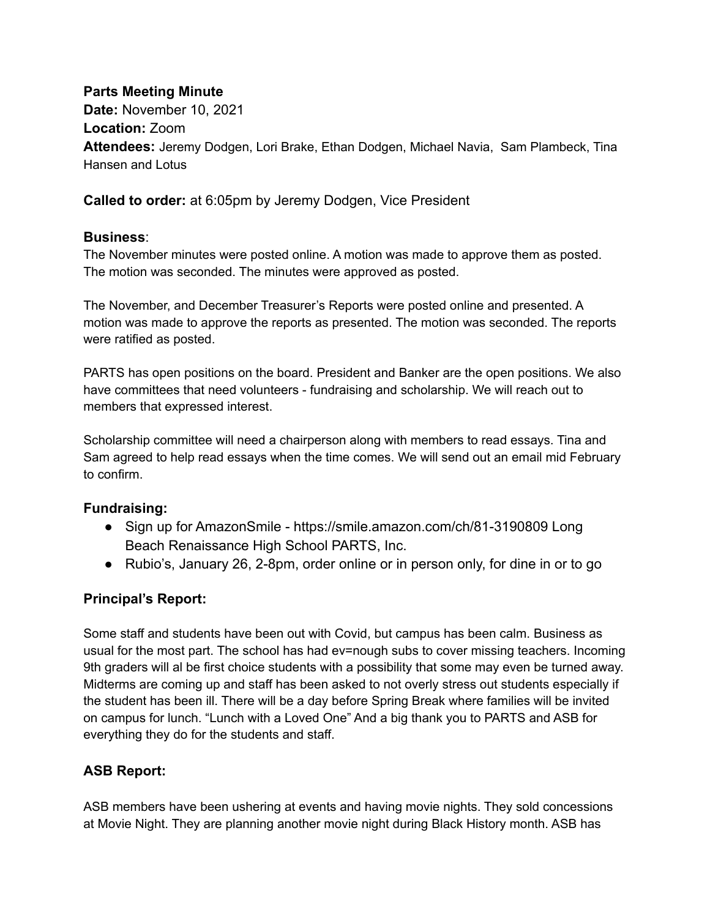**Parts Meeting Minute**
**Date:** November 10, 2021
**Location:** Zoom
**Attendees:** Jeremy Dodgen, Lori Brake, Ethan Dodgen, Michael Navia, Sam Plambeck, Tina Hansen and Lotus

**Called to order:** at 6:05pm by Jeremy Dodgen, Vice President

### Business:

The November minutes were posted online. A motion was made to approve them as posted. The motion was seconded. The minutes were approved as posted.

The November, and December Treasurer's Reports were posted online and presented. A motion was made to approve the reports as presented. The motion was seconded. The reports were ratified as posted.

PARTS has open positions on the board. President and Banker are the open positions. We also have committees that need volunteers - fundraising and scholarship. We will reach out to members that expressed interest.

Scholarship committee will need a chairperson along with members to read essays. Tina and Sam agreed to help read essays when the time comes. We will send out an email mid February to confirm.

### Fundraising:

- Sign up for AmazonSmile - https://smile.amazon.com/ch/81-3190809 Long Beach Renaissance High School PARTS, Inc.
- Rubio's, January 26, 2-8pm, order online or in person only, for dine in or to go

### Principal's Report:

Some staff and students have been out with Covid, but campus has been calm. Business as usual for the most part. The school has had ev=nough subs to cover missing teachers. Incoming 9th graders will al be first choice students with a possibility that some may even be turned away. Midterms are coming up and staff has been asked to not overly stress out students especially if the student has been ill. There will be a day before Spring Break where families will be invited on campus for lunch. "Lunch with a Loved One" And a big thank you to PARTS and ASB for everything they do for the students and staff.

### ASB Report:

ASB members have been ushering at events and having movie nights. They sold concessions at Movie Night. They are planning another movie night during Black History month. ASB has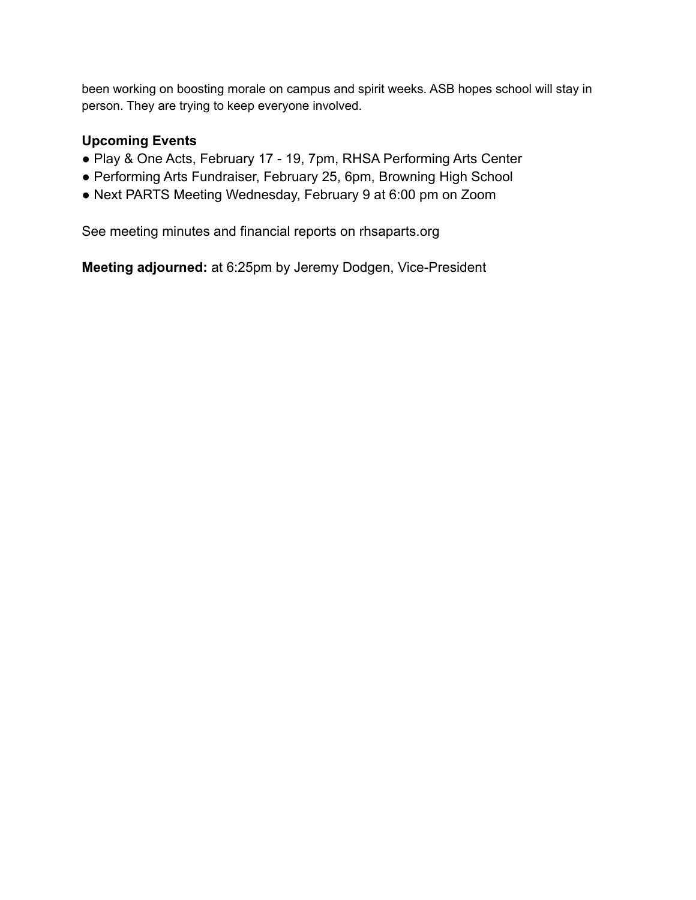been working on boosting morale on campus and spirit weeks. ASB hopes school will stay in person. They are trying to keep everyone involved.

**Upcoming Events**

- Play & One Acts, February 17 - 19, 7pm, RHSA Performing Arts Center
- Performing Arts Fundraiser, February 25, 6pm, Browning High School
- Next PARTS Meeting Wednesday, February 9 at 6:00 pm on Zoom

See meeting minutes and financial reports on rhsaparts.org

**Meeting adjourned:** at 6:25pm by Jeremy Dodgen, Vice-President